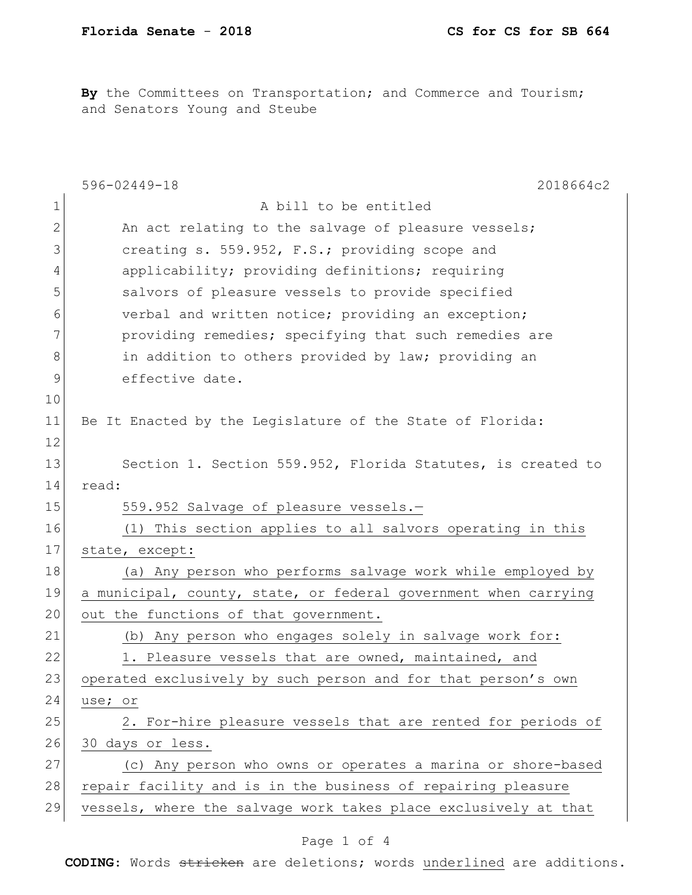**By** the Committees on Transportation; and Commerce and Tourism; and Senators Young and Steube

596-02449-18 2018664c2

A bill to be entitled

An act relating to the salvage of pleasure vessels; creating s. 559.952, F.S.; providing scope and applicability; providing definitions; requiring salvors of pleasure vessels to provide specified verbal and written notice; providing an exception; providing remedies; specifying that such remedies are in addition to others provided by law; providing an effective date.

Be It Enacted by the Legislature of the State of Florida:

Section 1. Section 559.952, Florida Statutes, is created to read:

559.952 Salvage of pleasure vessels.—

(1) This section applies to all salvors operating in this state, except:

(a) Any person who performs salvage work while employed by a municipal, county, state, or federal government when carrying out the functions of that government.

(b) Any person who engages solely in salvage work for:

1. Pleasure vessels that are owned, maintained, and operated exclusively by such person and for that person's own use; or

2. For-hire pleasure vessels that are rented for periods of 30 days or less.

(c) Any person who owns or operates a marina or shore-based repair facility and is in the business of repairing pleasure vessels, where the salvage work takes place exclusively at that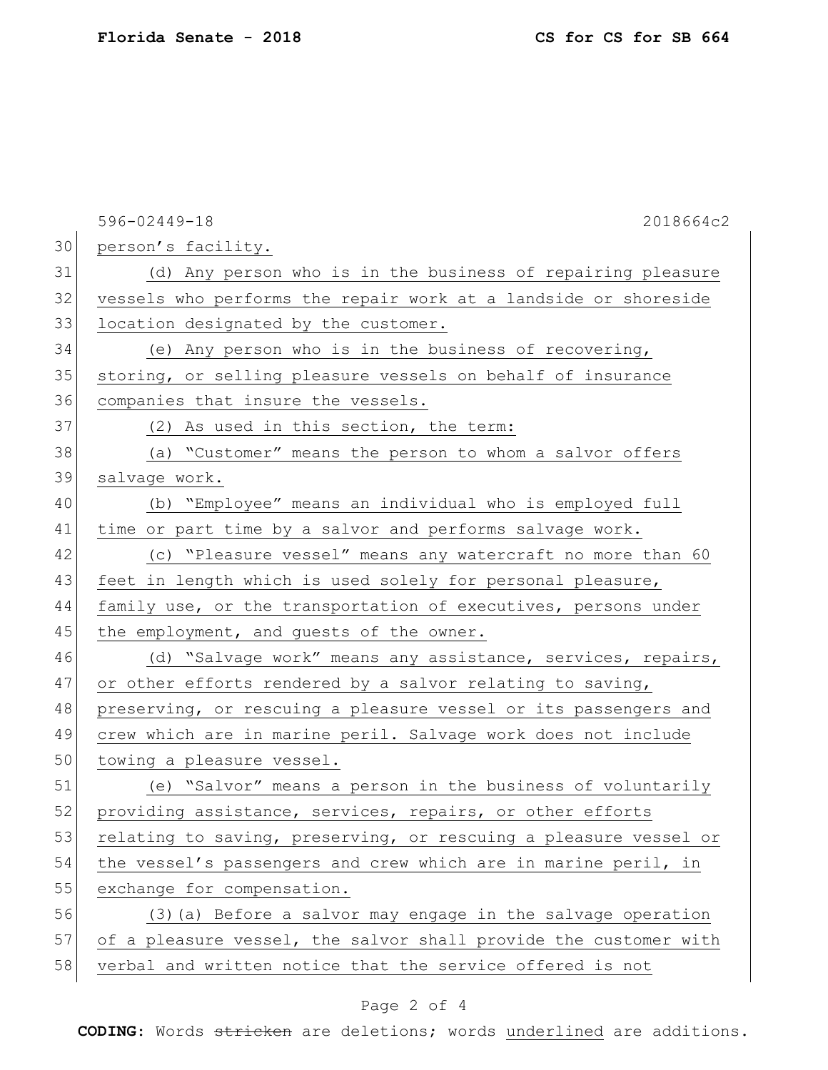596-02449-18 2018664c2

30 person's facility.

31 (d) Any person who is in the business of repairing pleasure
32 vessels who performs the repair work at a landside or shoreside
33 location designated by the customer.

34 (e) Any person who is in the business of recovering,
35 storing, or selling pleasure vessels on behalf of insurance
36 companies that insure the vessels.

37 (2) As used in this section, the term:

38 (a) "Customer" means the person to whom a salvor offers
39 salvage work.

40 (b) "Employee" means an individual who is employed full
41 time or part time by a salvor and performs salvage work.

42 (c) "Pleasure vessel" means any watercraft no more than 60
43 feet in length which is used solely for personal pleasure,
44 family use, or the transportation of executives, persons under
45 the employment, and guests of the owner.

46 (d) "Salvage work" means any assistance, services, repairs,
47 or other efforts rendered by a salvor relating to saving,
48 preserving, or rescuing a pleasure vessel or its passengers and
49 crew which are in marine peril. Salvage work does not include
50 towing a pleasure vessel.

51 (e) "Salvor" means a person in the business of voluntarily
52 providing assistance, services, repairs, or other efforts
53 relating to saving, preserving, or rescuing a pleasure vessel or
54 the vessel's passengers and crew which are in marine peril, in
55 exchange for compensation.

56 (3)(a) Before a salvor may engage in the salvage operation
57 of a pleasure vessel, the salvor shall provide the customer with
58 verbal and written notice that the service offered is not

**CODING:** Words ~~stricken~~ are deletions; words underlined are additions.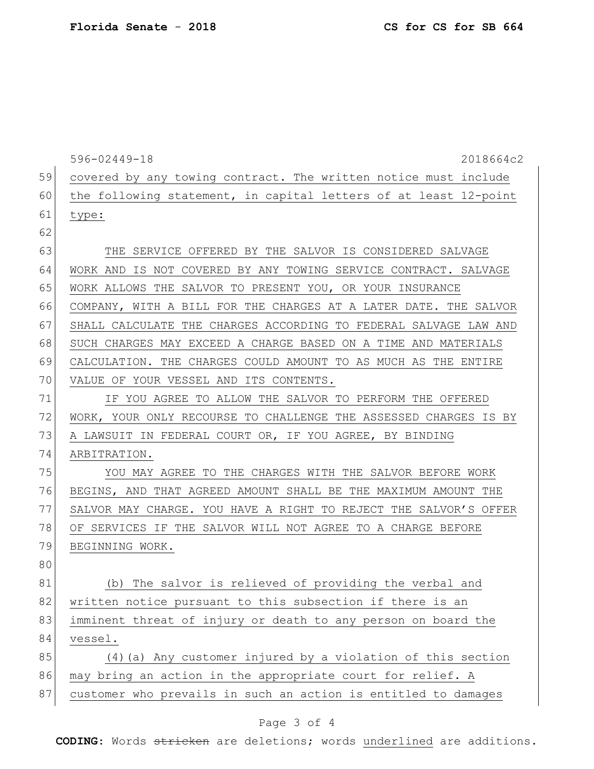covered by any towing contract. The written notice must include the following statement, in capital letters of at least 12-point type:

THE SERVICE OFFERED BY THE SALVOR IS CONSIDERED SALVAGE WORK AND IS NOT COVERED BY ANY TOWING SERVICE CONTRACT. SALVAGE WORK ALLOWS THE SALVOR TO PRESENT YOU, OR YOUR INSURANCE COMPANY, WITH A BILL FOR THE CHARGES AT A LATER DATE. THE SALVOR SHALL CALCULATE THE CHARGES ACCORDING TO FEDERAL SALVAGE LAW AND SUCH CHARGES MAY EXCEED A CHARGE BASED ON A TIME AND MATERIALS CALCULATION. THE CHARGES COULD AMOUNT TO AS MUCH AS THE ENTIRE VALUE OF YOUR VESSEL AND ITS CONTENTS.

IF YOU AGREE TO ALLOW THE SALVOR TO PERFORM THE OFFERED WORK, YOUR ONLY RECOURSE TO CHALLENGE THE ASSESSED CHARGES IS BY A LAWSUIT IN FEDERAL COURT OR, IF YOU AGREE, BY BINDING ARBITRATION.

YOU MAY AGREE TO THE CHARGES WITH THE SALVOR BEFORE WORK BEGINS, AND THAT AGREED AMOUNT SHALL BE THE MAXIMUM AMOUNT THE SALVOR MAY CHARGE. YOU HAVE A RIGHT TO REJECT THE SALVOR'S OFFER OF SERVICES IF THE SALVOR WILL NOT AGREE TO A CHARGE BEFORE BEGINNING WORK.

(b) The salvor is relieved of providing the verbal and written notice pursuant to this subsection if there is an imminent threat of injury or death to any person on board the vessel.

(4)(a) Any customer injured by a violation of this section may bring an action in the appropriate court for relief. A customer who prevails in such an action is entitled to damages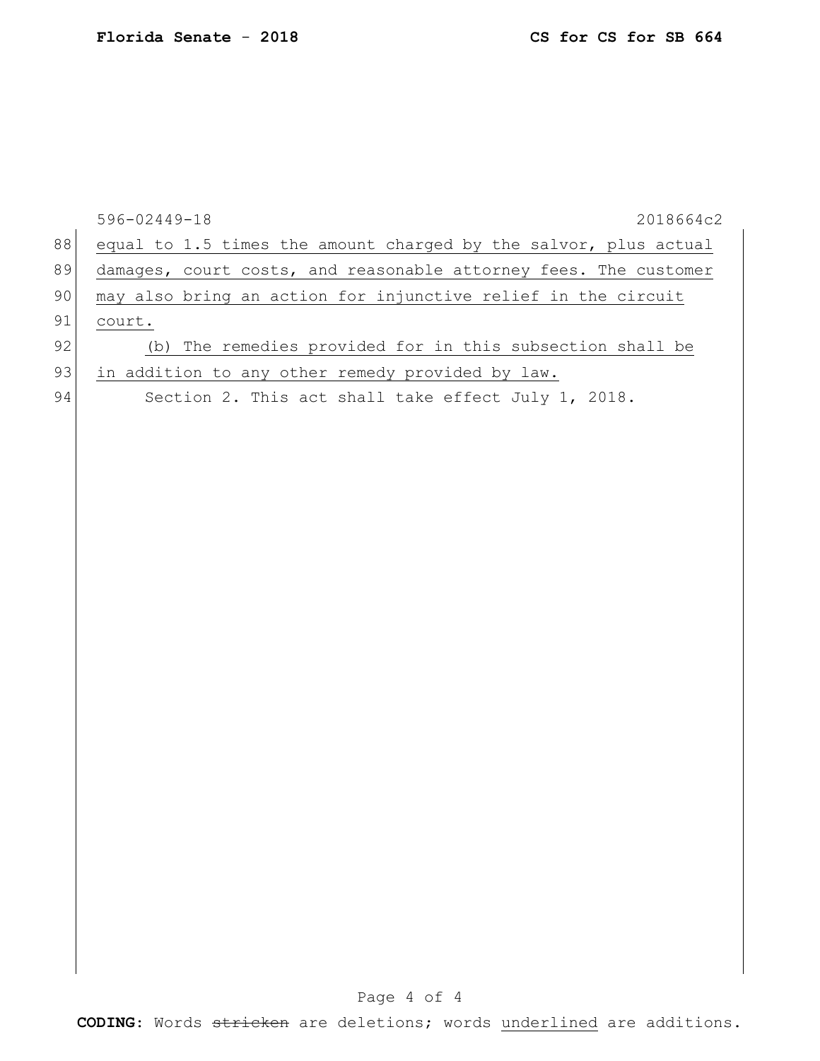equal to 1.5 times the amount charged by the salvor, plus actual damages, court costs, and reasonable attorney fees. The customer may also bring an action for injunctive relief in the circuit court.

(b) The remedies provided for in this subsection shall be in addition to any other remedy provided by law.

Section 2. This act shall take effect July 1, 2018.